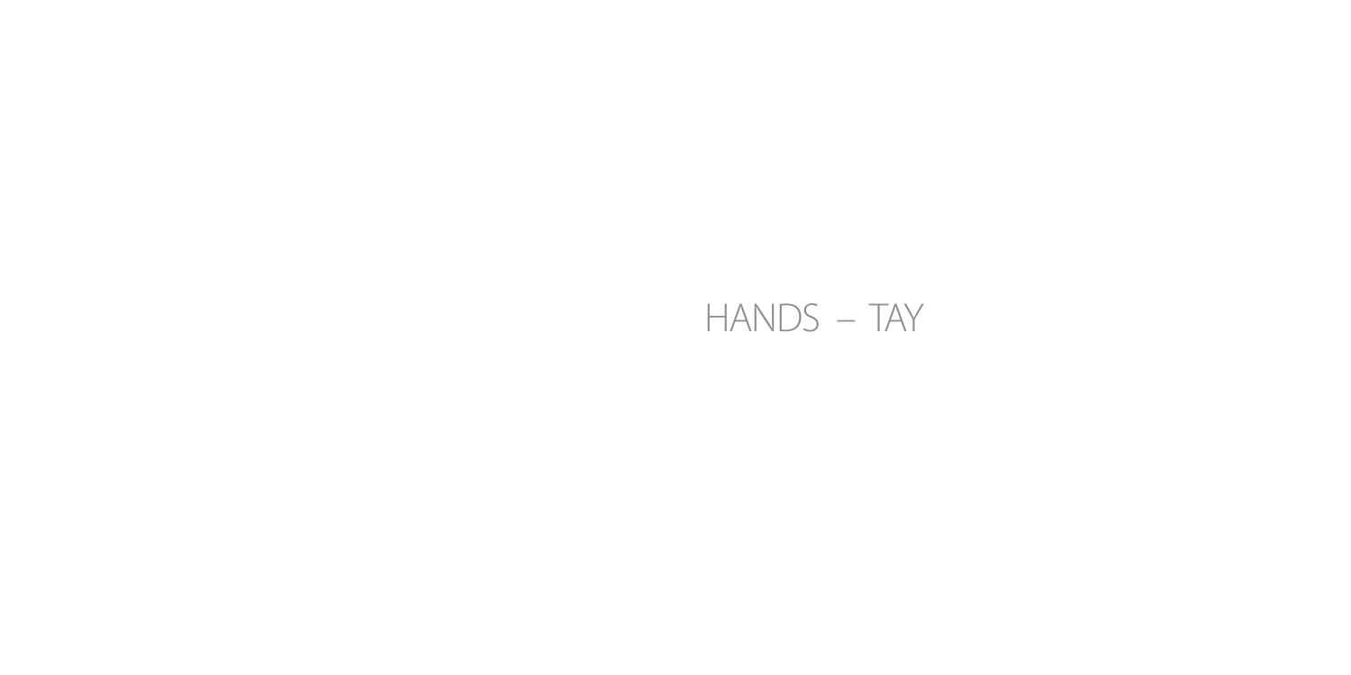HANDS – TAY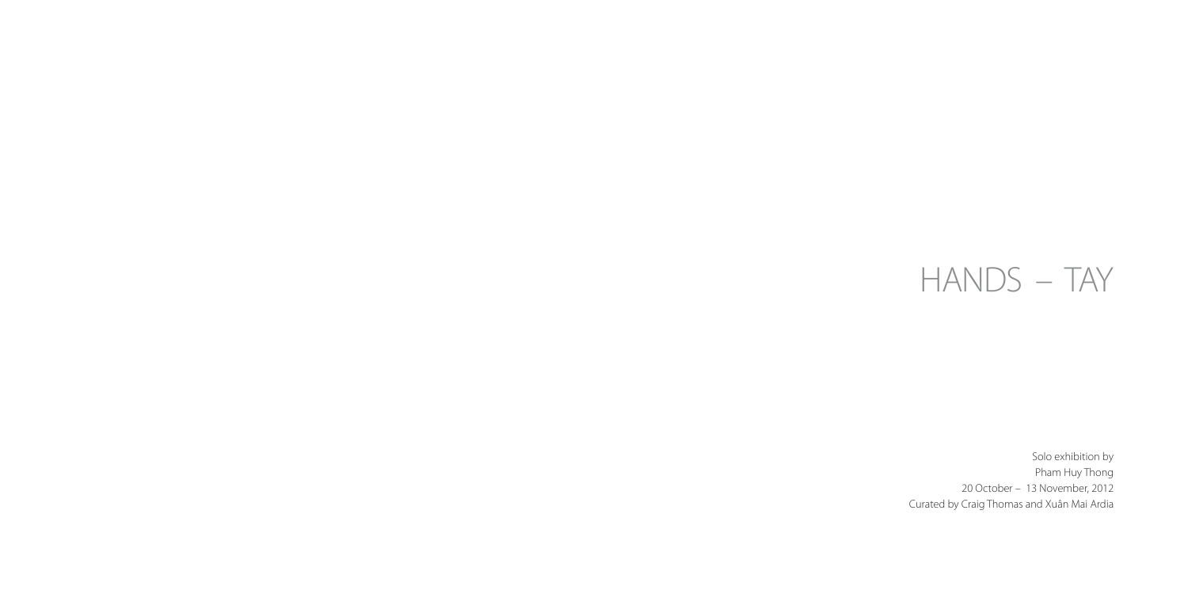# HANDS – TAY

Solo exhibition by
Pham Huy Thong
20 October – 13 November, 2012
Curated by Craig Thomas and Xuân Mai Ardia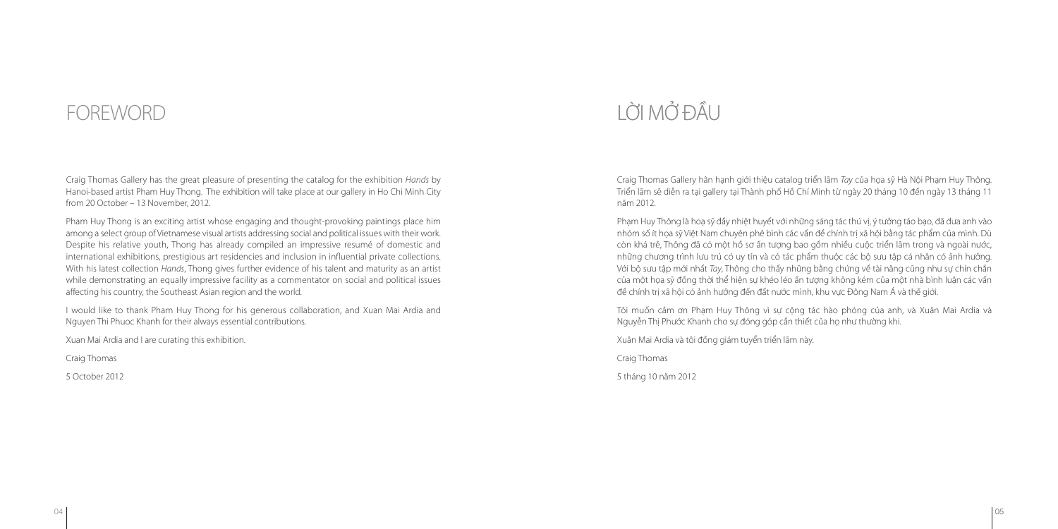# FOREWORD

Craig Thomas Gallery has the great pleasure of presenting the catalog for the exhibition *Hands* by Hanoi-based artist Pham Huy Thong. The exhibition will take place at our gallery in Ho Chi Minh City from 20 October – 13 November, 2012.

Pham Huy Thong is an exciting artist whose engaging and thought-provoking paintings place him among a select group of Vietnamese visual artists addressing social and political issues with their work. Despite his relative youth, Thong has already compiled an impressive resumé of domestic and international exhibitions, prestigious art residencies and inclusion in influential private collections. With his latest collection *Hands*, Thong gives further evidence of his talent and maturity as an artist while demonstrating an equally impressive facility as a commentator on social and political issues affecting his country, the Southeast Asian region and the world.

I would like to thank Pham Huy Thong for his generous collaboration, and Xuan Mai Ardia and Nguyen Thi Phuoc Khanh for their always essential contributions.

Xuan Mai Ardia and I are curating this exhibition.

Craig Thomas

5 October 2012

# LỜI MỞ ĐẦU

Craig Thomas Gallery hân hạnh giới thiệu catalog triển lãm *Tay* của họa sỹ Hà Nội Phạm Huy Thông. Triển lãm sẽ diễn ra tại gallery tại Thành phố Hồ Chí Minh từ ngày 20 tháng 10 đến ngày 13 tháng 11 năm 2012.

Phạm Huy Thông là hoạ sỹ đầy nhiệt huyết với những sáng tác thú vị, ý tưởng táo bạo, đã đưa anh vào nhóm số ít họa sỹ Việt Nam chuyên phê bình các vấn đề chính trị xã hội bằng tác phẩm của mình. Dù còn khá trẻ, Thông đã có một hồ sơ ấn tượng bao gồm nhiều cuộc triển lãm trong và ngoài nước, những chương trình lưu trú có uy tín và có tác phẩm thuộc các bộ sưu tập cá nhân có ảnh hưởng. Với bộ sưu tập mới nhất *Tay*, Thông cho thấy những bằng chứng về tài năng cũng như sự chín chắn của một họa sỹ đồng thời thể hiện sự khéo léo ấn tượng không kém của một nhà bình luận các vấn đề chính trị xã hội có ảnh hưởng đến đất nước mình, khu vực Đông Nam Á và thế giới.

Tôi muốn cám ơn Phạm Huy Thông vì sự cộng tác hào phóng của anh, và Xuân Mai Ardia và Nguyễn Thị Phước Khanh cho sự đóng góp cần thiết của họ như thường khi.

Xuân Mai Ardia và tôi đồng giám tuyển triển lãm này.

Craig Thomas

5 tháng 10 năm 2012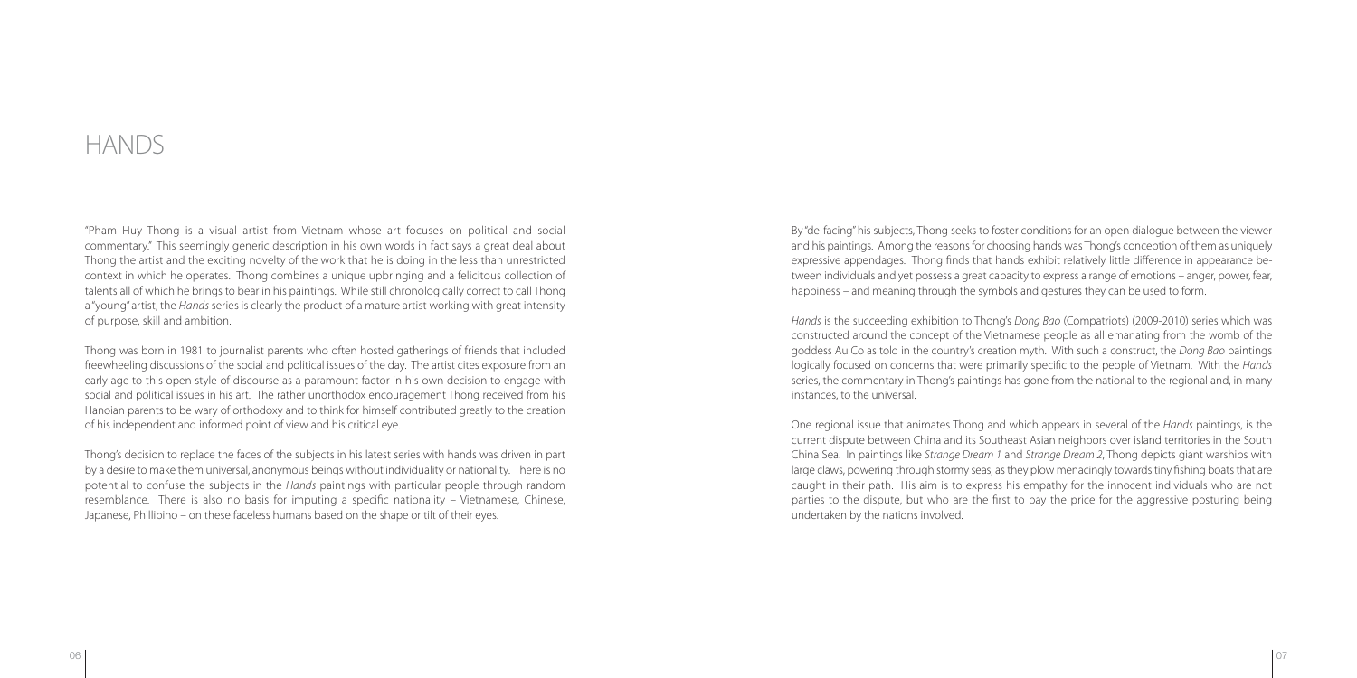# HANDS

"Pham Huy Thong is a visual artist from Vietnam whose art focuses on political and social commentary." This seemingly generic description in his own words in fact says a great deal about Thong the artist and the exciting novelty of the work that he is doing in the less than unrestricted context in which he operates. Thong combines a unique upbringing and a felicitous collection of talents all of which he brings to bear in his paintings. While still chronologically correct to call Thong a "young" artist, the *Hands* series is clearly the product of a mature artist working with great intensity of purpose, skill and ambition.

Thong was born in 1981 to journalist parents who often hosted gatherings of friends that included freewheeling discussions of the social and political issues of the day. The artist cites exposure from an early age to this open style of discourse as a paramount factor in his own decision to engage with social and political issues in his art. The rather unorthodox encouragement Thong received from his Hanoian parents to be wary of orthodoxy and to think for himself contributed greatly to the creation of his independent and informed point of view and his critical eye.

Thong's decision to replace the faces of the subjects in his latest series with hands was driven in part by a desire to make them universal, anonymous beings without individuality or nationality. There is no potential to confuse the subjects in the *Hands* paintings with particular people through random resemblance. There is also no basis for imputing a specific nationality – Vietnamese, Chinese, Japanese, Phillipino – on these faceless humans based on the shape or tilt of their eyes.

By "de-facing" his subjects, Thong seeks to foster conditions for an open dialogue between the viewer and his paintings. Among the reasons for choosing hands was Thong's conception of them as uniquely expressive appendages. Thong finds that hands exhibit relatively little difference in appearance between individuals and yet possess a great capacity to express a range of emotions – anger, power, fear, happiness – and meaning through the symbols and gestures they can be used to form.

*Hands* is the succeeding exhibition to Thong's *Dong Bao* (Compatriots) (2009-2010) series which was constructed around the concept of the Vietnamese people as all emanating from the womb of the goddess Au Co as told in the country's creation myth. With such a construct, the *Dong Bao* paintings logically focused on concerns that were primarily specific to the people of Vietnam. With the *Hands* series, the commentary in Thong's paintings has gone from the national to the regional and, in many instances, to the universal.

One regional issue that animates Thong and which appears in several of the *Hands* paintings, is the current dispute between China and its Southeast Asian neighbors over island territories in the South China Sea. In paintings like *Strange Dream 1* and *Strange Dream 2*, Thong depicts giant warships with large claws, powering through stormy seas, as they plow menacingly towards tiny fishing boats that are caught in their path. His aim is to express his empathy for the innocent individuals who are not parties to the dispute, but who are the first to pay the price for the aggressive posturing being undertaken by the nations involved.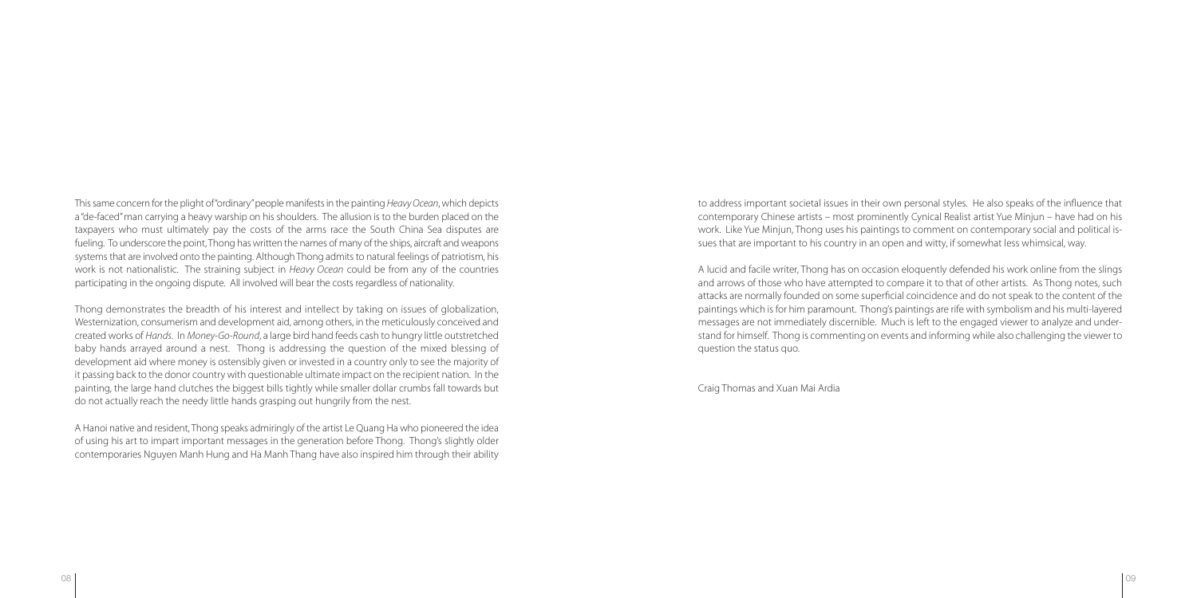This same concern for the plight of "ordinary" people manifests in the painting *Heavy Ocean*, which depicts a "de-faced" man carrying a heavy warship on his shoulders. The allusion is to the burden placed on the taxpayers who must ultimately pay the costs of the arms race the South China Sea disputes are fueling. To underscore the point, Thong has written the names of many of the ships, aircraft and weapons systems that are involved onto the painting. Although Thong admits to natural feelings of patriotism, his work is not nationalistic. The straining subject in *Heavy Ocean* could be from any of the countries participating in the ongoing dispute. All involved will bear the costs regardless of nationality.

Thong demonstrates the breadth of his interest and intellect by taking on issues of globalization, Westernization, consumerism and development aid, among others, in the meticulously conceived and created works of *Hands*. In *Money-Go-Round*, a large bird hand feeds cash to hungry little outstretched baby hands arrayed around a nest. Thong is addressing the question of the mixed blessing of development aid where money is ostensibly given or invested in a country only to see the majority of it passing back to the donor country with questionable ultimate impact on the recipient nation. In the painting, the large hand clutches the biggest bills tightly while smaller dollar crumbs fall towards but do not actually reach the needy little hands grasping out hungrily from the nest.

A Hanoi native and resident, Thong speaks admiringly of the artist Le Quang Ha who pioneered the idea of using his art to impart important messages in the generation before Thong. Thong's slightly older contemporaries Nguyen Manh Hung and Ha Manh Thang have also inspired him through their ability to address important societal issues in their own personal styles. He also speaks of the influence that contemporary Chinese artists – most prominently Cynical Realist artist Yue Minjun – have had on his work. Like Yue Minjun, Thong uses his paintings to comment on contemporary social and political issues that are important to his country in an open and witty, if somewhat less whimsical, way.

A lucid and facile writer, Thong has on occasion eloquently defended his work online from the slings and arrows of those who have attempted to compare it to that of other artists. As Thong notes, such attacks are normally founded on some superficial coincidence and do not speak to the content of the paintings which is for him paramount. Thong's paintings are rife with symbolism and his multi-layered messages are not immediately discernible. Much is left to the engaged viewer to analyze and understand for himself. Thong is commenting on events and informing while also challenging the viewer to question the status quo.

Craig Thomas and Xuan Mai Ardia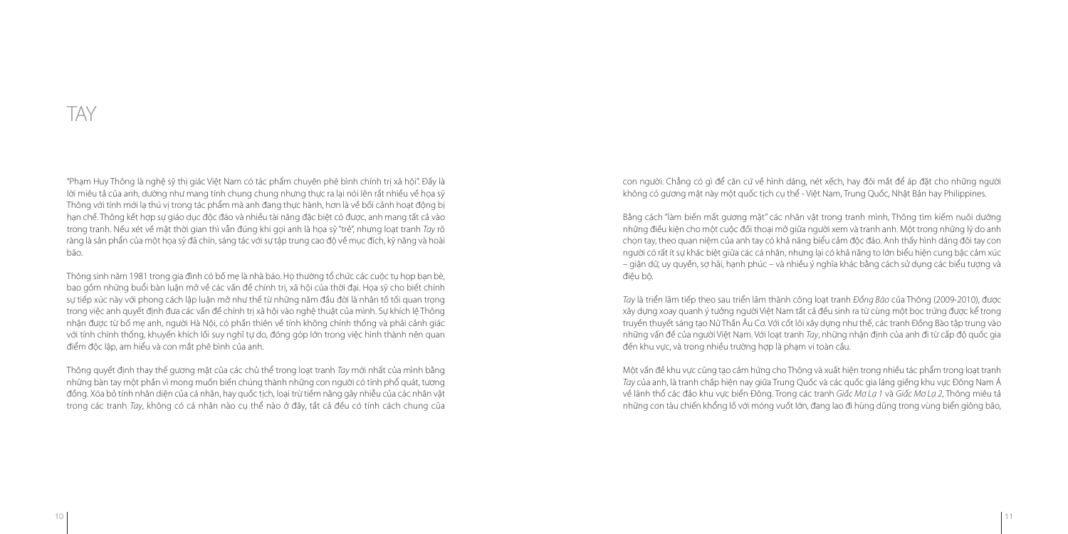# TAY

"Phạm Huy Thông là nghệ sỹ thị giác Việt Nam có tác phẩm chuyên phê bình chính trị xã hội". Đấy là lời miêu tả của anh, dường như mang tính chung chung nhưng thực ra lại nói lên rất nhiều về họa sỹ Thông với tính mới lạ thú vị trong tác phẩm mà anh đang thực hành, hơn là về bối cảnh hoạt động bị hạn chế. Thông kết hợp sự giáo dục độc đáo và nhiều tài năng đặc biệt có được, anh mang tất cả vào trong tranh. Nếu xét về mặt thời gian thì vẫn đúng khi gọi anh là họa sỹ "trẻ", nhưng loạt tranh *Tay* rõ ràng là sản phẩm của một họa sỹ đã chín, sáng tác với sự tập trung cao độ về mục đích, kỹ năng và hoài bão.

Thông sinh năm 1981 trong gia đình có bố mẹ là nhà báo. Họ thường tổ chức các cuộc tụ họp bạn bè, bao gồm những buổi bàn luận mở về các vấn đề chính trị, xã hội của thời đại. Họa sỹ cho biết chính sự tiếp xúc này với phong cách lập luận mở như thế từ những năm đầu đời là nhân tố tối quan trọng trong việc anh quyết định đưa các vấn đề chính trị xã hội vào nghệ thuật của mình. Sự khích lệ Thông nhận được từ bố mẹ anh, người Hà Nội, có phần thiên về tính không chính thống và phải cảnh giác với tính chính thống, khuyến khích lối suy nghĩ tự do, đóng góp lớn trong việc hình thành nên quan điểm độc lập, am hiểu và con mắt phê bình của anh.

Thông quyết định thay thế gương mặt của các chủ thể trong loạt tranh *Tay* mới nhất của mình bằng những bàn tay một phần vì mong muốn biến chúng thành những con người có tính phổ quát, tương đồng. Xóa bỏ tính nhận diện của cá nhân, hay quốc tịch, loại trừ tiềm năng gây nhiễu của các nhân vật trong các tranh *Tay*, không có cá nhân nào cụ thể nào ở đây, tất cả đều có tính cách chung của con người. Chẳng có gì để căn cứ về hình dáng, nét xếch, hay đôi mắt để áp đặt cho những người không có gương mặt này một quốc tịch cụ thể - Việt Nam, Trung Quốc, Nhật Bản hay Philippines.

Bằng cách "làm biến mất gương mặt" các nhân vật trong tranh mình, Thông tìm kiếm nuôi dưỡng những điều kiện cho một cuộc đối thoại mở giữa người xem và tranh anh. Một trong những lý do anh chọn tay, theo quan niệm của anh tay có khả năng biểu cảm độc đáo. Anh thấy hình dáng đôi tay con người có rất ít sự khác biệt giữa các cá nhân, nhưng lại có khả năng to lớn biểu hiện cung bậc cảm xúc – giận dữ, uy quyền, sợ hãi, hạnh phúc – và nhiều ý nghĩa khác bằng cách sử dụng các biểu tượng và điệu bộ.

*Tay* là triển lãm tiếp theo sau triển lãm thành công loạt tranh *Đồng Bào* của Thông (2009-2010), được xây dựng xoay quanh ý tưởng người Việt Nam tất cả đều sinh ra từ cùng một bọc trứng được kể trong truyền thuyết sáng tạo Nữ Thần Âu Cơ. Với cốt lõi xây dựng như thế, các tranh Đồng Bào tập trung vào những vấn đề của người Việt Nam. Với loạt tranh *Tay*, những nhận định của anh đi từ cấp độ quốc gia đến khu vực, và trong nhiều trường hợp là phạm vi toàn cầu.

Một vấn đề khu vực cũng tạo cảm hứng cho Thông và xuất hiện trong nhiều tác phẩm trong loạt tranh *Tay* của anh, là tranh chấp hiện nay giữa Trung Quốc và các quốc gia láng giềng khu vực Đông Nam Á về lãnh thổ các đảo khu vực biển Đông. Trong các tranh *Giấc Mơ Lạ 1* và *Giấc Mơ Lạ 2*, Thông miêu tả những con tàu chiến khổng lồ với móng vuốt lớn, đang lao đi hùng dũng trong vùng biển giông bão,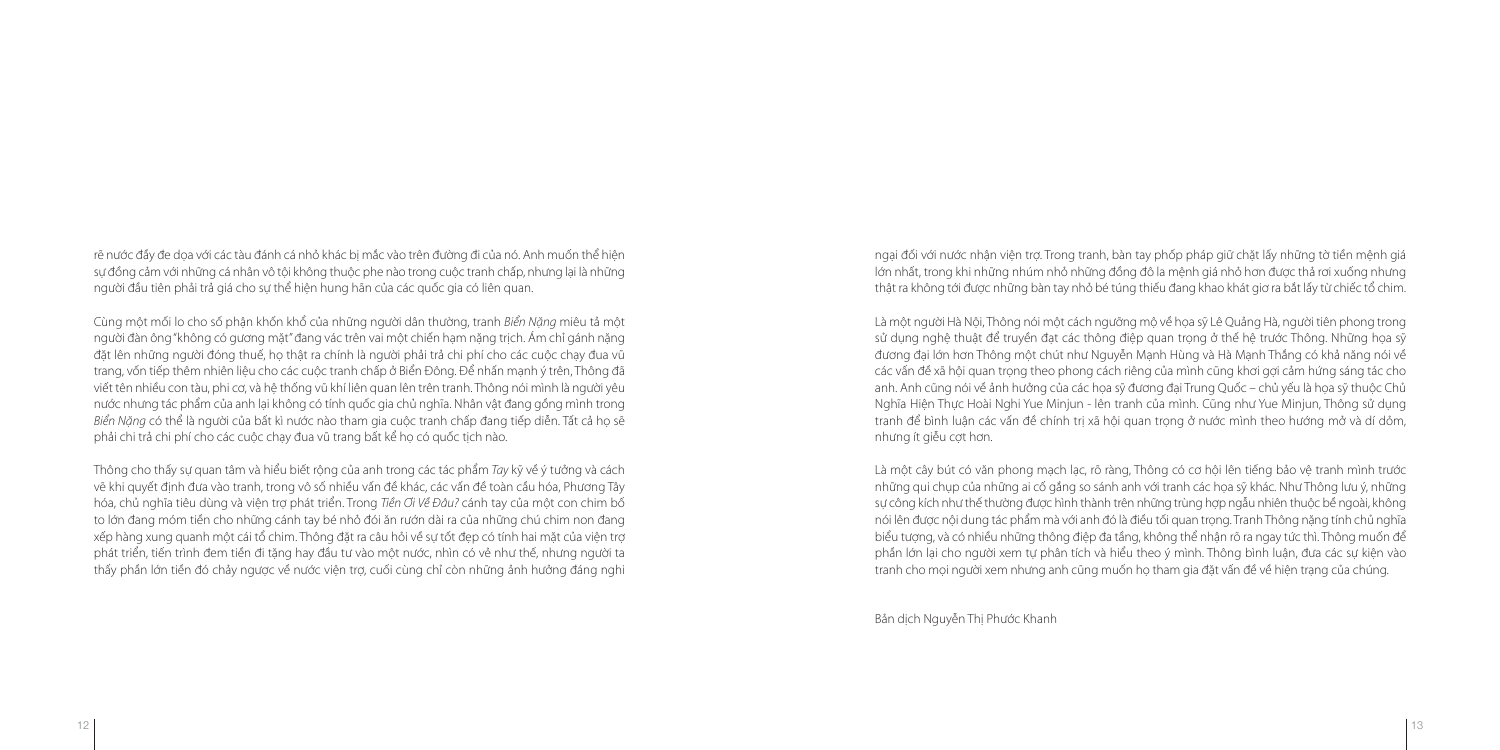rẽ nước đầy đe dọa với các tàu đánh cá nhỏ khác bị mắc vào trên đường đi của nó. Anh muốn thể hiện sự đồng cảm với những cá nhân vô tội không thuộc phe nào trong cuộc tranh chấp, nhưng lại là những người đầu tiên phải trả giá cho sự thể hiện hung hãn của các quốc gia có liên quan.

Cùng một mối lo cho số phận khốn khổ của những người dân thường, tranh *Biển Nặng* miêu tả một người đàn ông "không có gương mặt" đang vác trên vai một chiến hạm nặng trịch. Ám chỉ gánh nặng đặt lên những người đóng thuế, họ thật ra chính là người phải trả chi phí cho các cuộc chạy đua vũ trang, vốn tiếp thêm nhiên liệu cho các cuộc tranh chấp ở Biển Đông. Để nhấn mạnh ý trên, Thông đã viết tên nhiều con tàu, phi cơ, và hệ thống vũ khí liên quan lên trên tranh. Thông nói mình là người yêu nước nhưng tác phẩm của anh lại không có tính quốc gia chủ nghĩa. Nhân vật đang gồng mình trong *Biển Nặng* có thể là người của bất kì nước nào tham gia cuộc tranh chấp đang tiếp diễn. Tất cả họ sẽ phải chi trả chi phí cho các cuộc chạy đua vũ trang bất kể họ có quốc tịch nào.

Thông cho thấy sự quan tâm và hiểu biết rộng của anh trong các tác phẩm *Tay* kỹ về ý tưởng và cách vẽ khi quyết định đưa vào tranh, trong vô số nhiều vấn đề khác, các vấn đề toàn cầu hóa, Phương Tây hóa, chủ nghĩa tiêu dùng và viện trợ phát triển. Trong *Tiền Ơi Về Đâu?* cánh tay của một con chim bố to lớn đang mớm tiền cho những cánh tay bé nhỏ đói ăn rướn dài ra của những chú chim non đang xếp hàng xung quanh một cái tổ chim. Thông đặt ra câu hỏi về sự tốt đẹp có tính hai mặt của viện trợ phát triển, tiến trình đem tiền đi tặng hay đầu tư vào một nước, nhìn có vẻ như thế, nhưng người ta thấy phần lớn tiền đó chảy ngược về nước viện trợ, cuối cùng chỉ còn những ảnh hưởng đáng nghi ngại đối với nước nhận viện trợ. Trong tranh, bàn tay phốp pháp giữ chặt lấy những tờ tiền mệnh giá lớn nhất, trong khi những nhúm nhỏ những đồng đô la mệnh giá nhỏ hơn được thả rơi xuống nhưng thật ra không tới được những bàn tay nhỏ bé túng thiếu đang khao khát giơ ra bắt lấy từ chiếc tổ chim.

Là một người Hà Nội, Thông nói một cách ngưỡng mộ về họa sỹ Lê Quảng Hà, người tiên phong trong sử dụng nghệ thuật để truyền đạt các thông điệp quan trọng ở thế hệ trước Thông. Những họa sỹ đương đại lớn hơn Thông một chút như Nguyễn Mạnh Hùng và Hà Mạnh Thắng có khả năng nói về các vấn đề xã hội quan trọng theo phong cách riêng của mình cũng khơi gợi cảm hứng sáng tác cho anh. Anh cũng nói về ảnh hưởng của các họa sỹ đương đại Trung Quốc – chủ yếu là họa sỹ thuộc Chủ Nghĩa Hiện Thực Hoài Nghi Yue Minjun - lên tranh của mình. Cũng như Yue Minjun, Thông sử dụng tranh để bình luận các vấn đề chính trị xã hội quan trọng ở nước mình theo hướng mở và dí dỏm, nhưng ít giễu cợt hơn.

Là một cây bút có văn phong mạch lạc, rõ ràng, Thông có cơ hội lên tiếng bảo vệ tranh mình trước những qui chụp của những ai cố gắng so sánh anh với tranh các họa sỹ khác. Như Thông lưu ý, những sự công kích như thế thường được hình thành trên những trùng hợp ngẫu nhiên thuộc bề ngoài, không nói lên được nội dung tác phẩm mà với anh đó là điều tối quan trọng. Tranh Thông nặng tính chủ nghĩa biểu tượng, và có nhiều những thông điệp đa tầng, không thể nhận rõ ra ngay tức thì. Thông muốn để phần lớn lại cho người xem tự phân tích và hiểu theo ý mình. Thông bình luận, đưa các sự kiện vào tranh cho mọi người xem nhưng anh cũng muốn họ tham gia đặt vấn đề về hiện trạng của chúng.

Bản dịch Nguyễn Thị Phước Khanh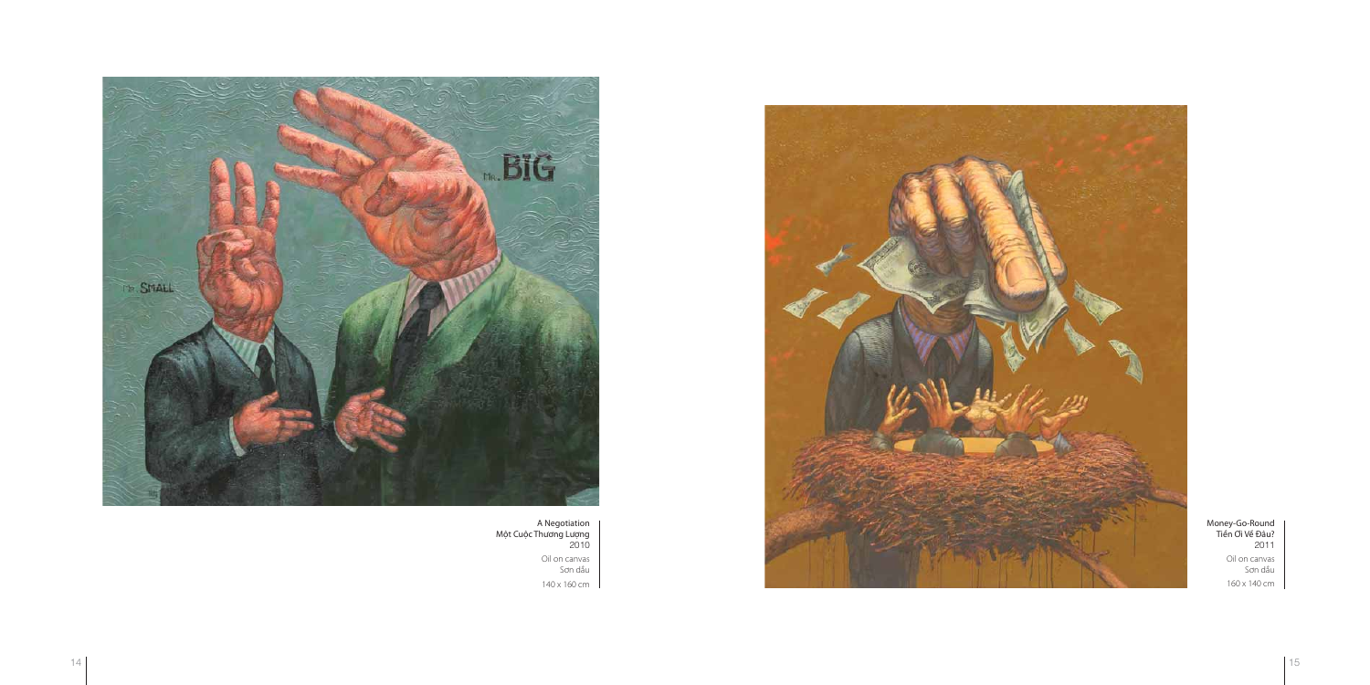A Negotiation
Một Cuộc Thương Lượng
2010
Oil on canvas
Sơn dầu
140 x 160 cm

Money-Go-Round
Tiền Ơi Về Đâu?
2011
Oil on canvas
Sơn dầu
160 x 140 cm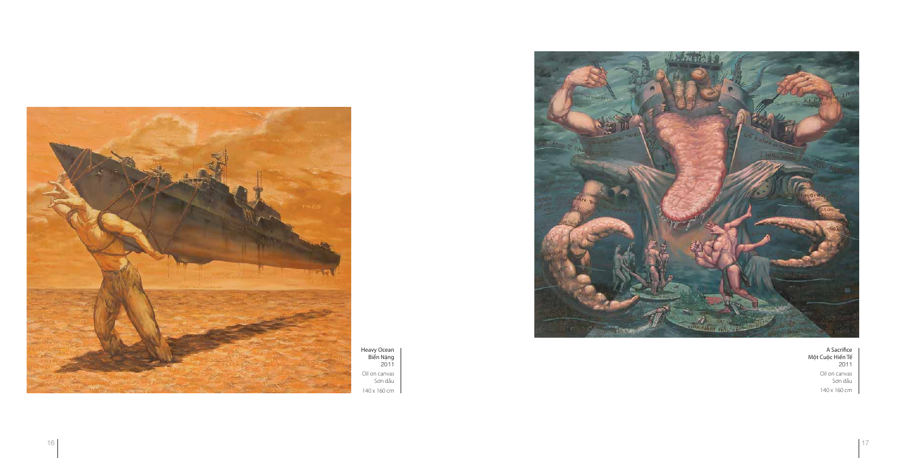Heavy Ocean
Biển Nặng
2011
Oil on canvas
Sơn dầu
140 x 160 cm

A Sacrifice
Một Cuộc Hiến Tế
2011
Oil on canvas
Sơn dầu
140 x 160 cm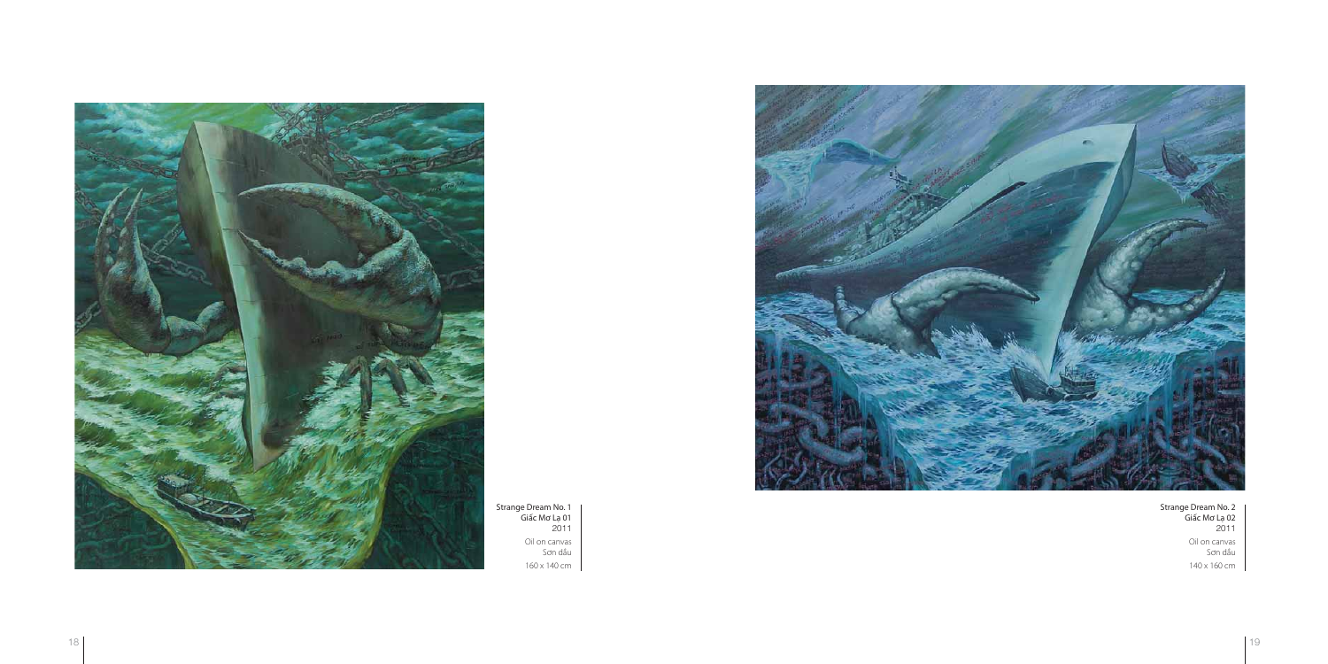Strange Dream No. 1
Giấc Mơ Lạ 01
2011
Oil on canvas
Sơn dầu
160 x 140 cm

Strange Dream No. 2
Giấc Mơ Lạ 02
2011
Oil on canvas
Sơn dầu
140 x 160 cm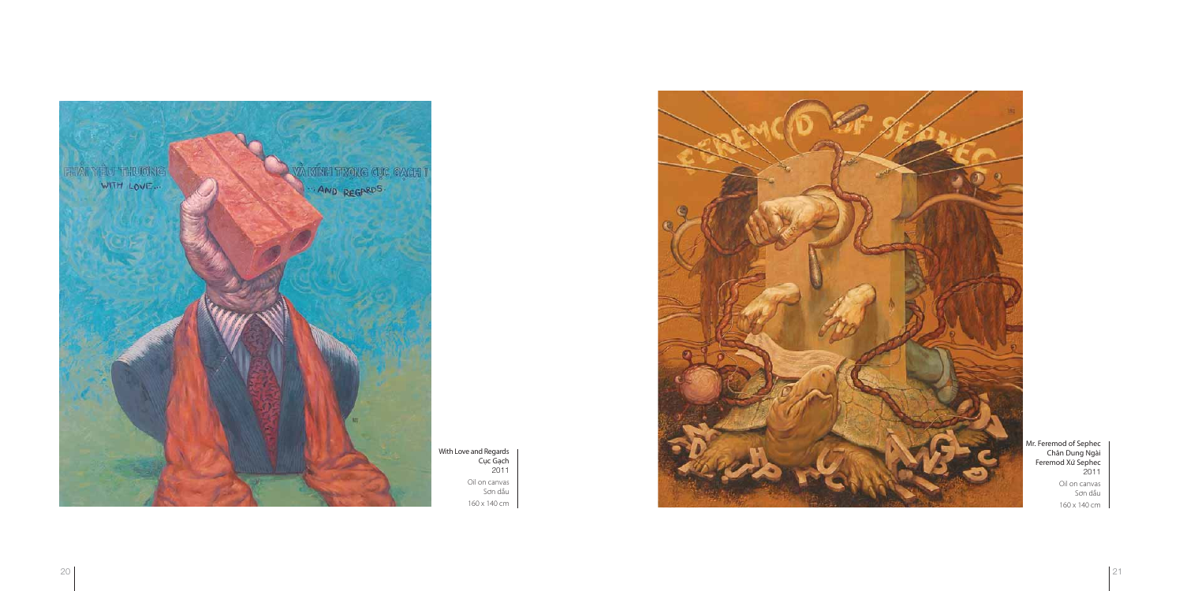With Love and Regards
Cục Gạch
2011
Oil on canvas
Sơn dầu
160 x 140 cm

Mr. Feremod of Sephec
Chân Dung Ngài
Feremod Xứ Sephec
2011
Oil on canvas
Sơn dầu
160 x 140 cm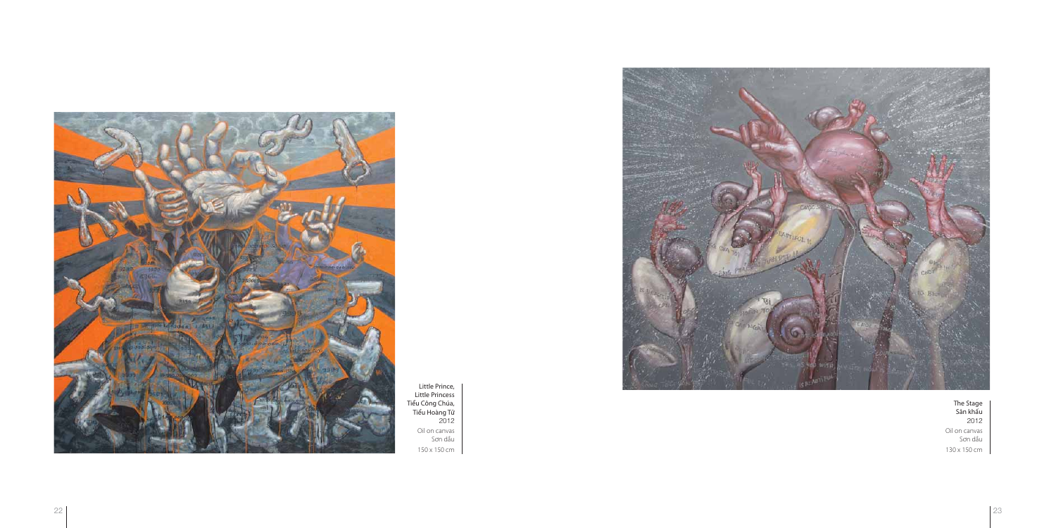Little Prince,
Little Princess
Tiểu Công Chúa,
Tiểu Hoàng Tử
2012
Oil on canvas
Sơn dầu
150 x 150 cm

The Stage
Sân khấu
2012
Oil on canvas
Sơn dầu
130 x 150 cm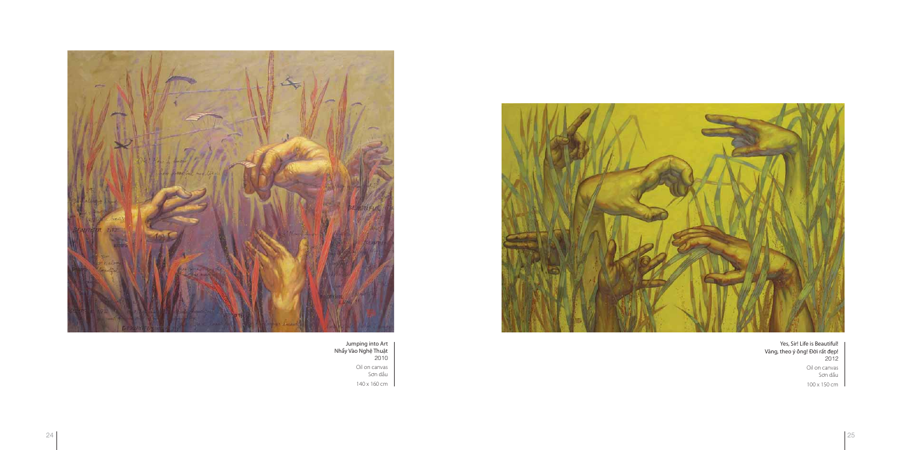Jumping into Art
Nhẩy Vào Nghệ Thuật
2010
Oil on canvas
Sơn dầu
140 x 160 cm

Yes, Sir! Life is Beautiful!
Vâng, theo ý ông! Đời rất đẹp!
2012
Oil on canvas
Sơn dầu
100 x 150 cm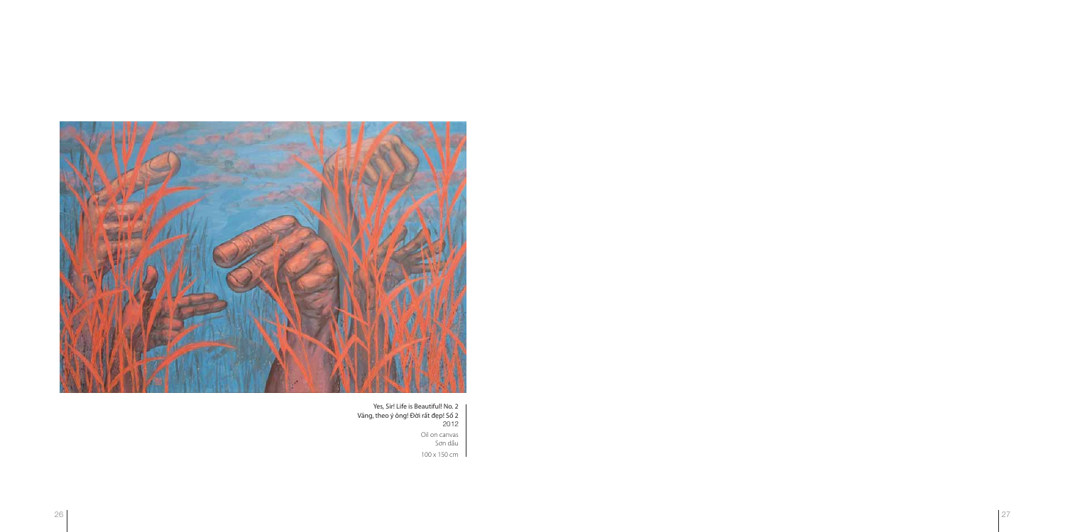Yes, Sir! Life is Beautiful! No. 2
Vâng, theo ý ông! Đời rất đẹp! Số 2
2012
Oil on canvas
Sơn dầu
100 x 150 cm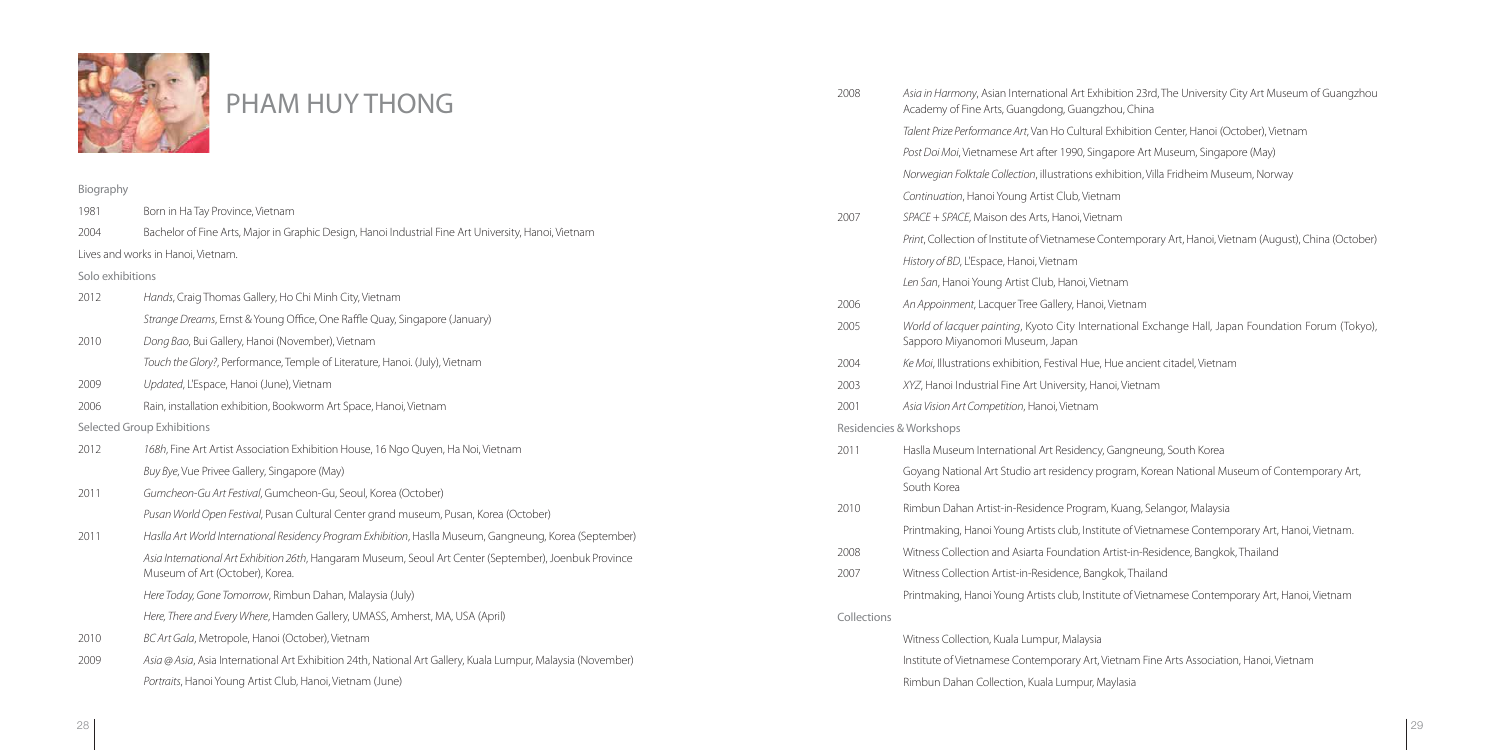# PHAM HUY THONG

Biography

| | |
|---|---|
| 1981 | Born in Ha Tay Province, Vietnam |
| 2004 | Bachelor of Fine Arts, Major in Graphic Design, Hanoi Industrial Fine Art University, Hanoi, Vietnam |

Lives and works in Hanoi, Vietnam.

Solo exhibitions

| | |
|---|---|
| 2012 | *Hands*, Craig Thomas Gallery, Ho Chi Minh City, Vietnam |
| | *Strange Dreams*, Ernst & Young Office, One Raffle Quay, Singapore (January) |
| 2010 | *Dong Bao*, Bui Gallery, Hanoi (November), Vietnam |
| | *Touch the Glory?*, Performance, Temple of Literature, Hanoi. (July), Vietnam |
| 2009 | *Updated*, L'Espace, Hanoi (June), Vietnam |
| 2006 | Rain, installation exhibition, Bookworm Art Space, Hanoi, Vietnam |

Selected Group Exhibitions

| | |
|---|---|
| 2012 | *168h*, Fine Art Artist Association Exhibition House, 16 Ngo Quyen, Ha Noi, Vietnam |
| | *Buy Bye*, Vue Privee Gallery, Singapore (May) |
| 2011 | *Gumcheon-Gu Art Festival*, Gumcheon-Gu, Seoul, Korea (October) |
| | *Pusan World Open Festival*, Pusan Cultural Center grand museum, Pusan, Korea (October) |
| 2011 | *Haslla Art World International Residency Program Exhibition*, Haslla Museum, Gangneung, Korea (September) |
| | *Asia International Art Exhibition 26th*, Hangaram Museum, Seoul Art Center (September), Joenbuk Province Museum of Art (October), Korea. |
| | *Here Today, Gone Tomorrow*, Rimbun Dahan, Malaysia (July) |
| | *Here, There and Every Where*, Hamden Gallery, UMASS, Amherst, MA, USA (April) |
| 2010 | *BC Art Gala*, Metropole, Hanoi (October), Vietnam |
| 2009 | *Asia @ Asia*, Asia International Art Exhibition 24th, National Art Gallery, Kuala Lumpur, Malaysia (November) |
| | *Portraits*, Hanoi Young Artist Club, Hanoi, Vietnam (June) |
| 2008 | *Asia in Harmony*, Asian International Art Exhibition 23rd, The University City Art Museum of Guangzhou Academy of Fine Arts, Guangdong, Guangzhou, China |
| | *Talent Prize Performance Art*, Van Ho Cultural Exhibition Center, Hanoi (October), Vietnam |
| | *Post Doi Moi*, Vietnamese Art after 1990, Singapore Art Museum, Singapore (May) |
| | *Norwegian Folktale Collection*, illustrations exhibition, Villa Fridheim Museum, Norway |
| | *Continuation*, Hanoi Young Artist Club, Vietnam |
| 2007 | *SPACE + SPACE*, Maison des Arts, Hanoi, Vietnam |
| | *Print*, Collection of Institute of Vietnamese Contemporary Art, Hanoi, Vietnam (August), China (October) |
| | *History of BD*, L'Espace, Hanoi, Vietnam |
| | *Len San*, Hanoi Young Artist Club, Hanoi, Vietnam |
| 2006 | *An Appoinment*, Lacquer Tree Gallery, Hanoi, Vietnam |
| 2005 | *World of lacquer painting*, Kyoto City International Exchange Hall, Japan Foundation Forum (Tokyo), Sapporo Miyanomori Museum, Japan |
| 2004 | *Ke Moi*, Illustrations exhibition, Festival Hue, Hue ancient citadel, Vietnam |
| 2003 | *XYZ*, Hanoi Industrial Fine Art University, Hanoi, Vietnam |
| 2001 | *Asia Vision Art Competition*, Hanoi, Vietnam |

Residencies & Workshops

| | |
|---|---|
| 2011 | Haslla Museum International Art Residency, Gangneung, South Korea |
| | Goyang National Art Studio art residency program, Korean National Museum of Contemporary Art, South Korea |
| 2010 | Rimbun Dahan Artist-in-Residence Program, Kuang, Selangor, Malaysia |
| | Printmaking, Hanoi Young Artists club, Institute of Vietnamese Contemporary Art, Hanoi, Vietnam. |
| 2008 | Witness Collection and Asiarta Foundation Artist-in-Residence, Bangkok, Thailand |
| 2007 | Witness Collection Artist-in-Residence, Bangkok, Thailand |
| | Printmaking, Hanoi Young Artists club, Institute of Vietnamese Contemporary Art, Hanoi, Vietnam |

Collections

Witness Collection, Kuala Lumpur, Malaysia

Institute of Vietnamese Contemporary Art, Vietnam Fine Arts Association, Hanoi, Vietnam

Rimbun Dahan Collection, Kuala Lumpur, Maylasia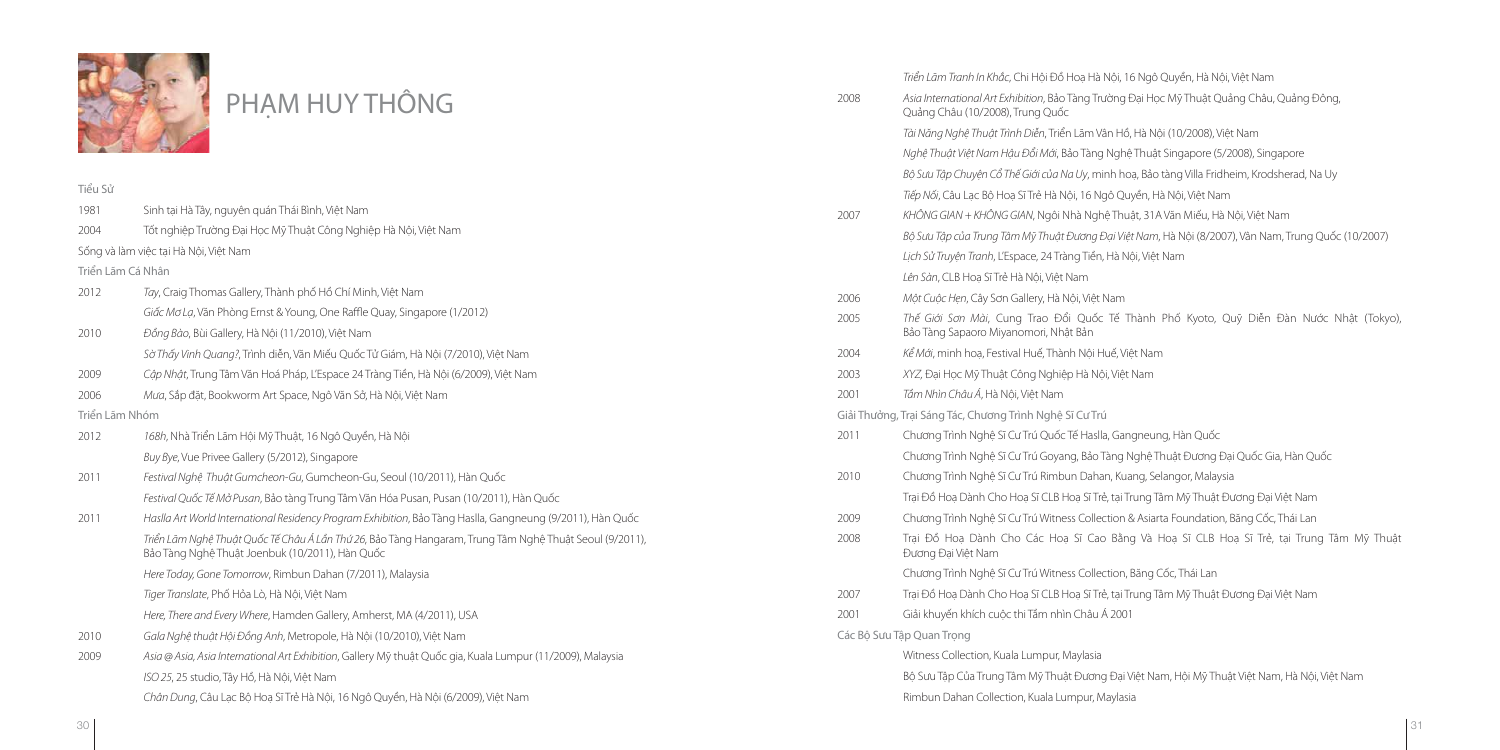# PHẠM HUY THÔNG

Tiểu Sử

| | |
|---|---|
| 1981 | Sinh tại Hà Tây, nguyên quán Thái Bình, Việt Nam |
| 2004 | Tốt nghiệp Trường Đại Học Mỹ Thuật Công Nghiệp Hà Nội, Việt Nam |

Sống và làm việc tại Hà Nội, Việt Nam

Triển Lãm Cá Nhân

| | |
|---|---|
| 2012 | *Tay*, Craig Thomas Gallery, Thành phố Hồ Chí Minh, Việt Nam |
| | *Giấc Mơ Lạ*, Văn Phòng Ernst & Young, One Raffle Quay, Singapore (1/2012) |
| 2010 | *Đồng Bào*, Bùi Gallery, Hà Nội (11/2010), Việt Nam |
| | *Sờ Thấy Vinh Quang?*, Trình diễn, Văn Miếu Quốc Tử Giám, Hà Nội (7/2010), Việt Nam |
| 2009 | *Cập Nhật*, Trung Tâm Văn Hoá Pháp, L'Espace 24 Tràng Tiền, Hà Nội (6/2009), Việt Nam |
| 2006 | *Mưa*, Sắp đặt, Bookworm Art Space, Ngô Văn Sở, Hà Nội, Việt Nam |

Triển Lãm Nhóm

| | |
|---|---|
| 2012 | *168h*, Nhà Triển Lãm Hội Mỹ Thuật, 16 Ngô Quyền, Hà Nội |
| | *Buy Bye*, Vue Privee Gallery (5/2012), Singapore |
| 2011 | *Festival Nghệ Thuật Gumcheon-Gu*, Gumcheon-Gu, Seoul (10/2011), Hàn Quốc |
| | *Festival Quốc Tế Mở Pusan*, Bảo tàng Trung Tâm Văn Hóa Pusan, Pusan (10/2011), Hàn Quốc |
| 2011 | *Haslla Art World International Residency Program Exhibition*, Bảo Tàng Haslla, Gangneung (9/2011), Hàn Quốc |
| | *Triển Lãm Nghệ Thuật Quốc Tế Châu Á Lần Thứ 26*, Bảo Tàng Hangaram, Trung Tâm Nghệ Thuật Seoul (9/2011), Bảo Tàng Nghệ Thuật Joenbuk (10/2011), Hàn Quốc |
| | *Here Today, Gone Tomorrow*, Rimbun Dahan (7/2011), Malaysia |
| | *Tiger Translate*, Phố Hỏa Lò, Hà Nội, Việt Nam |
| | *Here, There and Every Where*, Hamden Gallery, Amherst, MA (4/2011), USA |
| 2010 | *Gala Nghệ thuật Hội Đồng Anh*, Metropole, Hà Nội (10/2010), Việt Nam |
| 2009 | *Asia @ Asia, Asia International Art Exhibition*, Gallery Mỹ thuật Quốc gia, Kuala Lumpur (11/2009), Malaysia |
| | *ISO 25*, 25 studio, Tây Hồ, Hà Nội, Việt Nam |
| | *Chân Dung*, Câu Lạc Bộ Hoạ Sĩ Trẻ Hà Nội, 16 Ngô Quyền, Hà Nội (6/2009), Việt Nam |
| | *Triển Lãm Tranh In Khắc*, Chi Hội Đồ Hoạ Hà Nội, 16 Ngô Quyền, Hà Nội, Việt Nam |
| 2008 | *Asia International Art Exhibition*, Bảo Tàng Trường Đại Học Mỹ Thuật Quảng Châu, Quảng Đông, Quảng Châu (10/2008), Trung Quốc |
| | *Tài Năng Nghệ Thuật Trình Diễn*, Triển Lãm Vân Hồ, Hà Nội (10/2008), Việt Nam |
| | *Nghệ Thuật Việt Nam Hậu Đổi Mới*, Bảo Tàng Nghệ Thuật Singapore (5/2008), Singapore |
| | *Bộ Sưu Tập Chuyện Cổ Thế Giới của Na Uy*, minh hoạ, Bảo tàng Villa Fridheim, Krodsherad, Na Uy |
| | *Tiếp Nối*, Câu Lạc Bộ Hoạ Sĩ Trẻ Hà Nội, 16 Ngô Quyền, Hà Nội, Việt Nam |
| 2007 | *KHÔNG GIAN + KHÔNG GIAN*, Ngôi Nhà Nghệ Thuật, 31A Văn Miếu, Hà Nội, Việt Nam |
| | *Bộ Sưu Tập của Trung Tâm Mỹ Thuật Đương Đại Việt Nam*, Hà Nội (8/2007), Vân Nam, Trung Quốc (10/2007) |
| | *Lịch Sử Truyện Tranh*, L'Espace, 24 Tràng Tiền, Hà Nội, Việt Nam |
| | *Lên Sàn*, CLB Hoạ Sĩ Trẻ Hà Nội, Việt Nam |
| 2006 | *Một Cuộc Hẹn*, Cây Sơn Gallery, Hà Nội, Việt Nam |
| 2005 | *Thế Giới Sơn Mài*, Cung Trao Đổi Quốc Tế Thành Phố Kyoto, Quỹ Diễn Đàn Nước Nhật (Tokyo), Bảo Tàng Sapaoro Miyanomori, Nhật Bản |
| 2004 | *Kể Mới*, minh hoạ, Festival Huế, Thành Nội Huế, Việt Nam |
| 2003 | *XYZ*, Đại Học Mỹ Thuật Công Nghiệp Hà Nội, Việt Nam |
| 2001 | *Tầm Nhìn Châu Á*, Hà Nội, Việt Nam |

Giải Thưởng, Trại Sáng Tác, Chương Trình Nghệ Sĩ Cư Trú

| | |
|---|---|
| 2011 | Chương Trình Nghệ Sĩ Cư Trú Quốc Tế Haslla, Gangneung, Hàn Quốc |
| | Chương Trình Nghệ Sĩ Cư Trú Goyang, Bảo Tàng Nghệ Thuật Đương Đại Quốc Gia, Hàn Quốc |
| 2010 | Chương Trình Nghệ Sĩ Cư Trú Rimbun Dahan, Kuang, Selangor, Malaysia |
| | Trại Đồ Hoạ Dành Cho Hoạ Sĩ CLB Hoạ Sĩ Trẻ, tại Trung Tâm Mỹ Thuật Đương Đại Việt Nam |
| 2009 | Chương Trình Nghệ Sĩ Cư Trú Witness Collection & Asiarta Foundation, Băng Cốc, Thái Lan |
| 2008 | Trại Đồ Hoạ Dành Cho Các Hoạ Sĩ Cao Bằng Và Hoạ Sĩ CLB Hoạ Sĩ Trẻ, tại Trung Tâm Mỹ Thuật Đương Đại Việt Nam |
| | Chương Trình Nghệ Sĩ Cư Trú Witness Collection, Băng Cốc, Thái Lan |
| 2007 | Trại Đồ Hoạ Dành Cho Hoạ Sĩ CLB Hoạ Sĩ Trẻ, tại Trung Tâm Mỹ Thuật Đương Đại Việt Nam |
| 2001 | Giải khuyến khích cuộc thi Tầm nhìn Châu Á 2001 |

Các Bộ Sưu Tập Quan Trọng

Witness Collection, Kuala Lumpur, Maylasia

Bộ Sưu Tập Của Trung Tâm Mỹ Thuật Đương Đại Việt Nam, Hội Mỹ Thuật Việt Nam, Hà Nội, Việt Nam

Rimbun Dahan Collection, Kuala Lumpur, Maylasia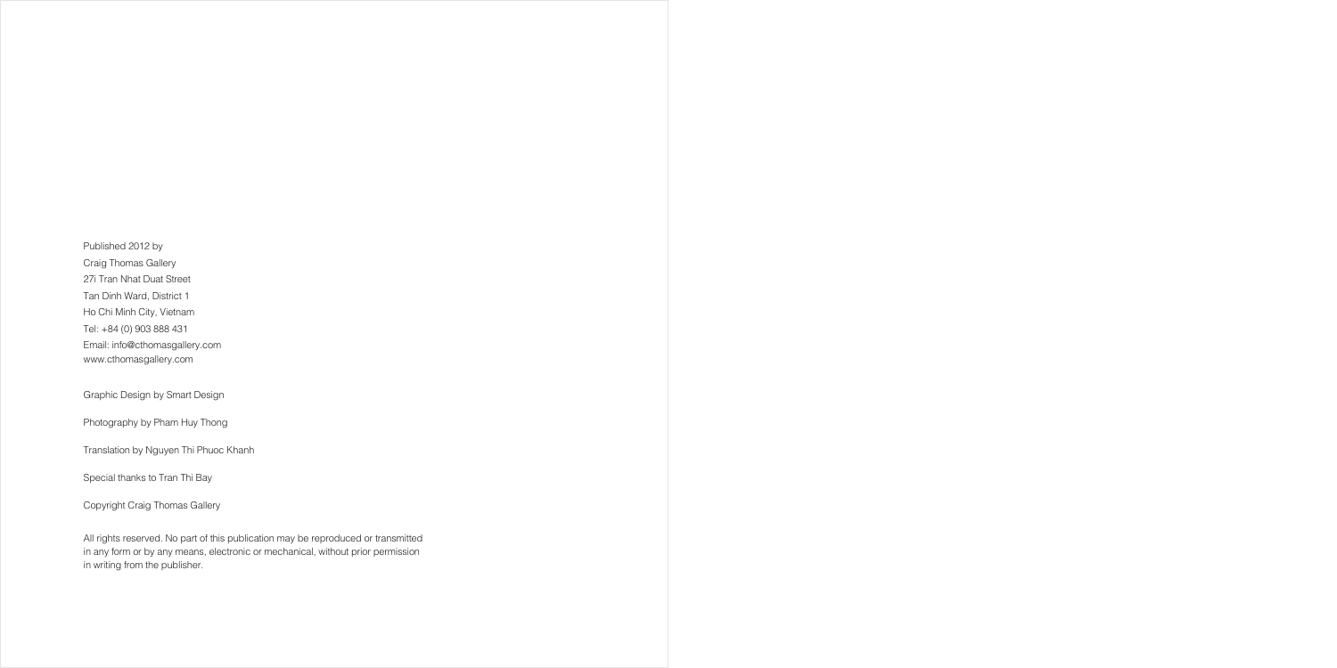Published 2012 by
Craig Thomas Gallery
27i Tran Nhat Duat Street
Tan Dinh Ward, District 1
Ho Chi Minh City, Vietnam
Tel: +84 (0) 903 888 431
Email: info@cthomasgallery.com
www.cthomasgallery.com

Graphic Design by Smart Design

Photography by Pham Huy Thong

Translation by Nguyen Thi Phuoc Khanh

Special thanks to Tran Thi Bay

Copyright Craig Thomas Gallery

All rights reserved. No part of this publication may be reproduced or transmitted in any form or by any means, electronic or mechanical, without prior permission in writing from the publisher.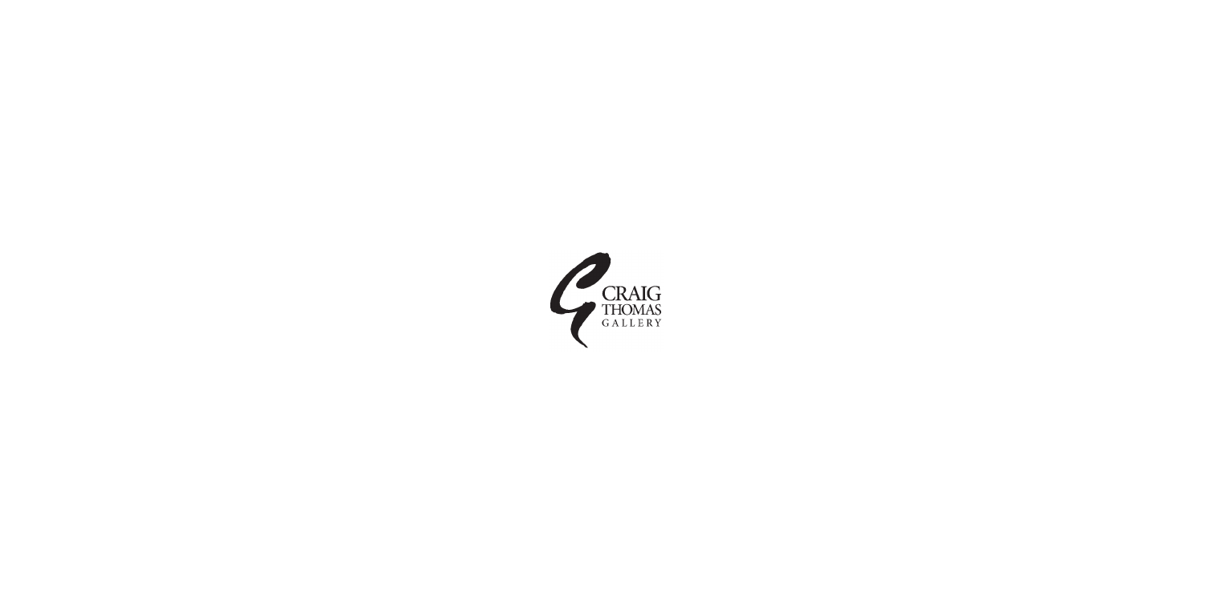CRAIG
THOMAS
GALLERY